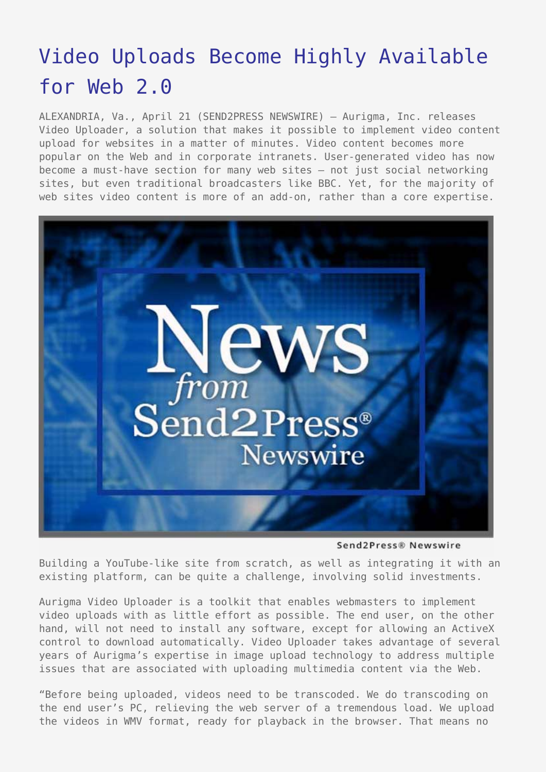# Video Uploads Become Highly Available for Web 2.0

ALEXANDRIA, Va., April 21 (SEND2PRESS NEWSWIRE) — Aurigma, Inc. releases Video Uploader, a solution that makes it possible to implement video content upload for websites in a matter of minutes. Video content becomes more popular on the Web and in corporate intranets. User-generated video has now become a must-have section for many web sites – not just social networking sites, but even traditional broadcasters like BBC. Yet, for the majority of web sites video content is more of an add-on, rather than a core expertise.

Send2Press® Newswire

Building a YouTube-like site from scratch, as well as integrating it with an existing platform, can be quite a challenge, involving solid investments.

Aurigma Video Uploader is a toolkit that enables webmasters to implement video uploads with as little effort as possible. The end user, on the other hand, will not need to install any software, except for allowing an ActiveX control to download automatically. Video Uploader takes advantage of several years of Aurigma's expertise in image upload technology to address multiple issues that are associated with uploading multimedia content via the Web.

"Before being uploaded, videos need to be transcoded. We do transcoding on the end user's PC, relieving the web server of a tremendous load. We upload the videos in WMV format, ready for playback in the browser. That means no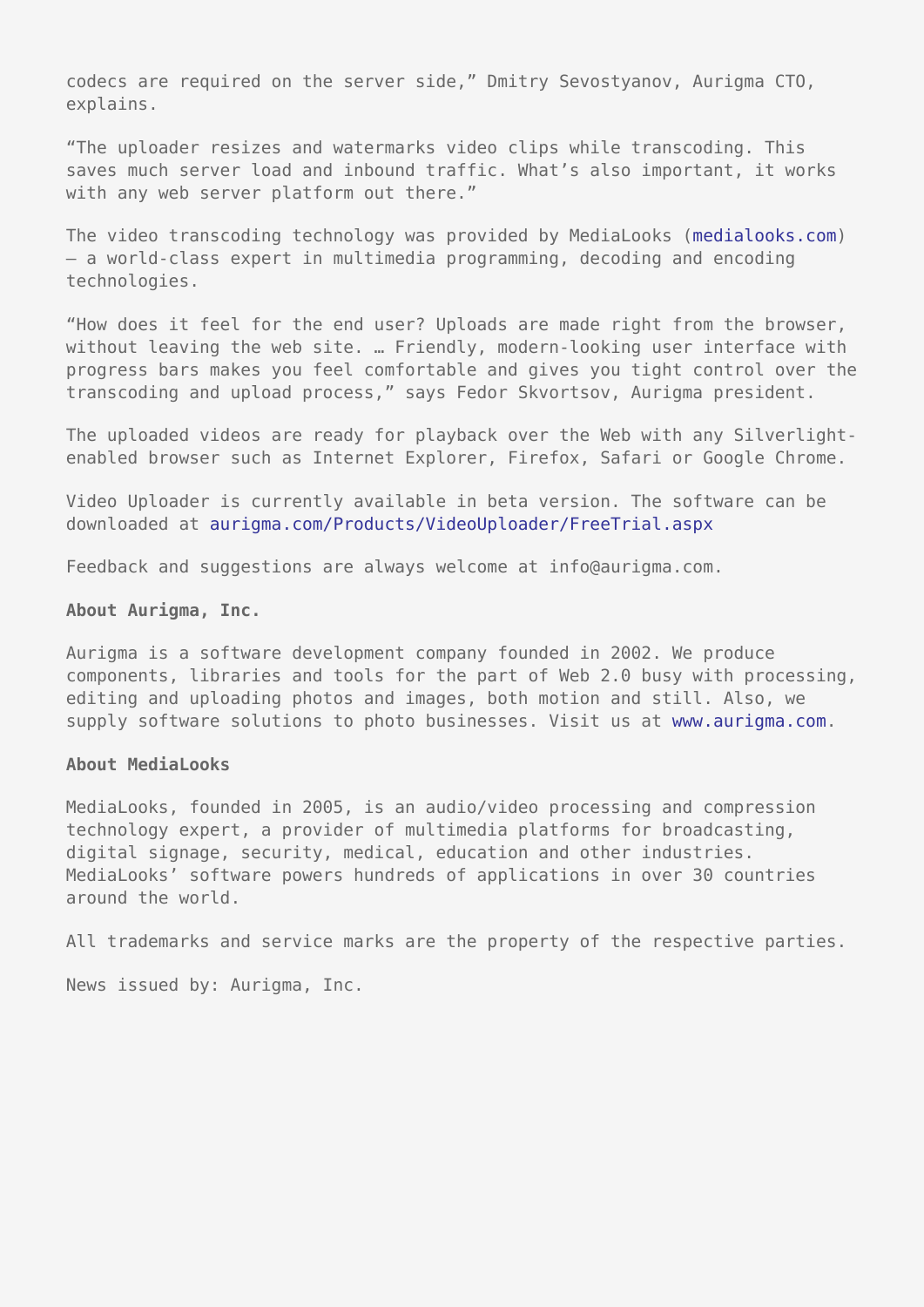codecs are required on the server side," Dmitry Sevostyanov, Aurigma CTO, explains.

"The uploader resizes and watermarks video clips while transcoding. This saves much server load and inbound traffic. What's also important, it works with any web server platform out there."

The video transcoding technology was provided by MediaLooks (medialooks.com) – a world-class expert in multimedia programming, decoding and encoding technologies.

"How does it feel for the end user? Uploads are made right from the browser, without leaving the web site. … Friendly, modern-looking user interface with progress bars makes you feel comfortable and gives you tight control over the transcoding and upload process," says Fedor Skvortsov, Aurigma president.

The uploaded videos are ready for playback over the Web with any Silverlight-enabled browser such as Internet Explorer, Firefox, Safari or Google Chrome.

Video Uploader is currently available in beta version. The software can be downloaded at aurigma.com/Products/VideoUploader/FreeTrial.aspx

Feedback and suggestions are always welcome at info@aurigma.com.

**About Aurigma, Inc.**

Aurigma is a software development company founded in 2002. We produce components, libraries and tools for the part of Web 2.0 busy with processing, editing and uploading photos and images, both motion and still. Also, we supply software solutions to photo businesses. Visit us at www.aurigma.com.

**About MediaLooks**

MediaLooks, founded in 2005, is an audio/video processing and compression technology expert, a provider of multimedia platforms for broadcasting, digital signage, security, medical, education and other industries. MediaLooks' software powers hundreds of applications in over 30 countries around the world.

All trademarks and service marks are the property of the respective parties.

News issued by: Aurigma, Inc.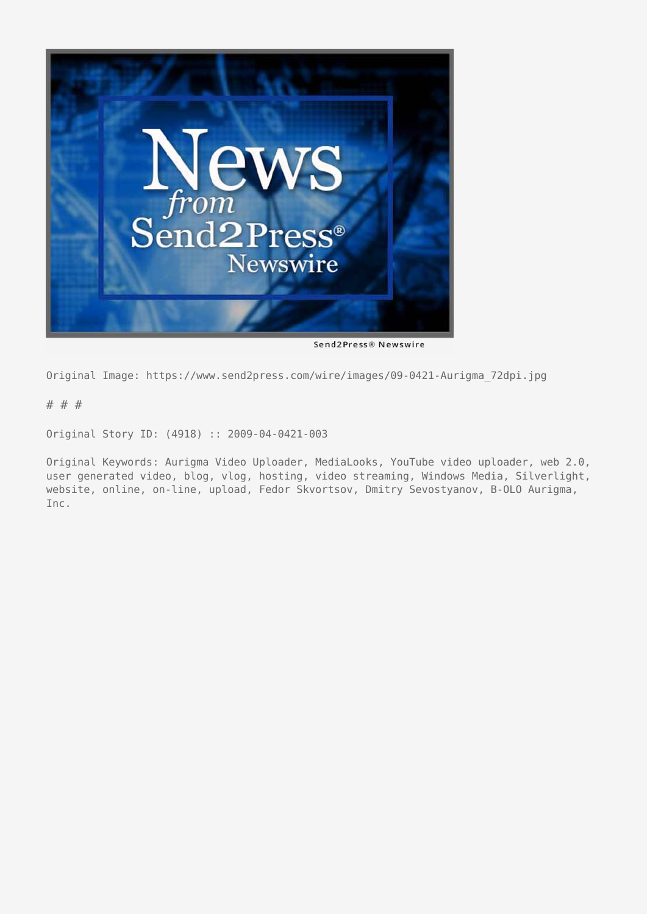Send2Press® Newswire

Original Image: https://www.send2press.com/wire/images/09-0421-Aurigma_72dpi.jpg

# # #

Original Story ID: (4918) :: 2009-04-0421-003

Original Keywords: Aurigma Video Uploader, MediaLooks, YouTube video uploader, web 2.0, user generated video, blog, vlog, hosting, video streaming, Windows Media, Silverlight, website, online, on-line, upload, Fedor Skvortsov, Dmitry Sevostyanov, B-OLO Aurigma, Inc.